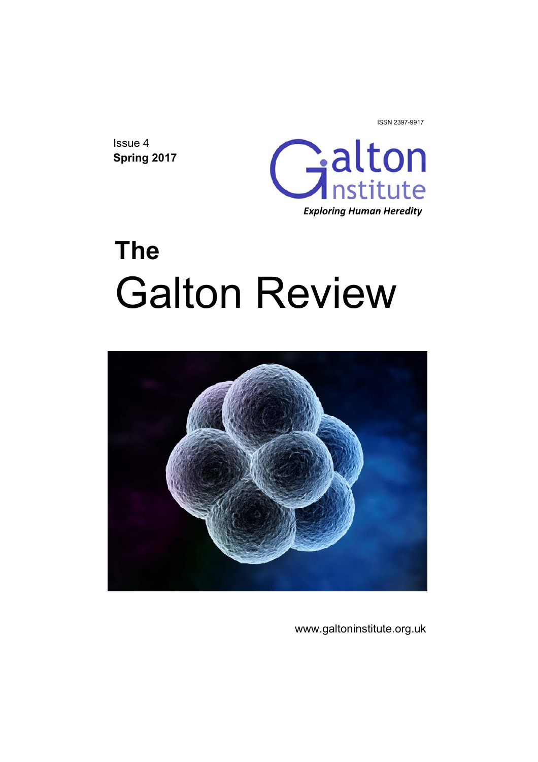ISSN 2397-9917

Issue 4
**Spring 2017**

Galton Institute
*Exploring Human Heredity*

# The Galton Review

www.galtoninstitute.org.uk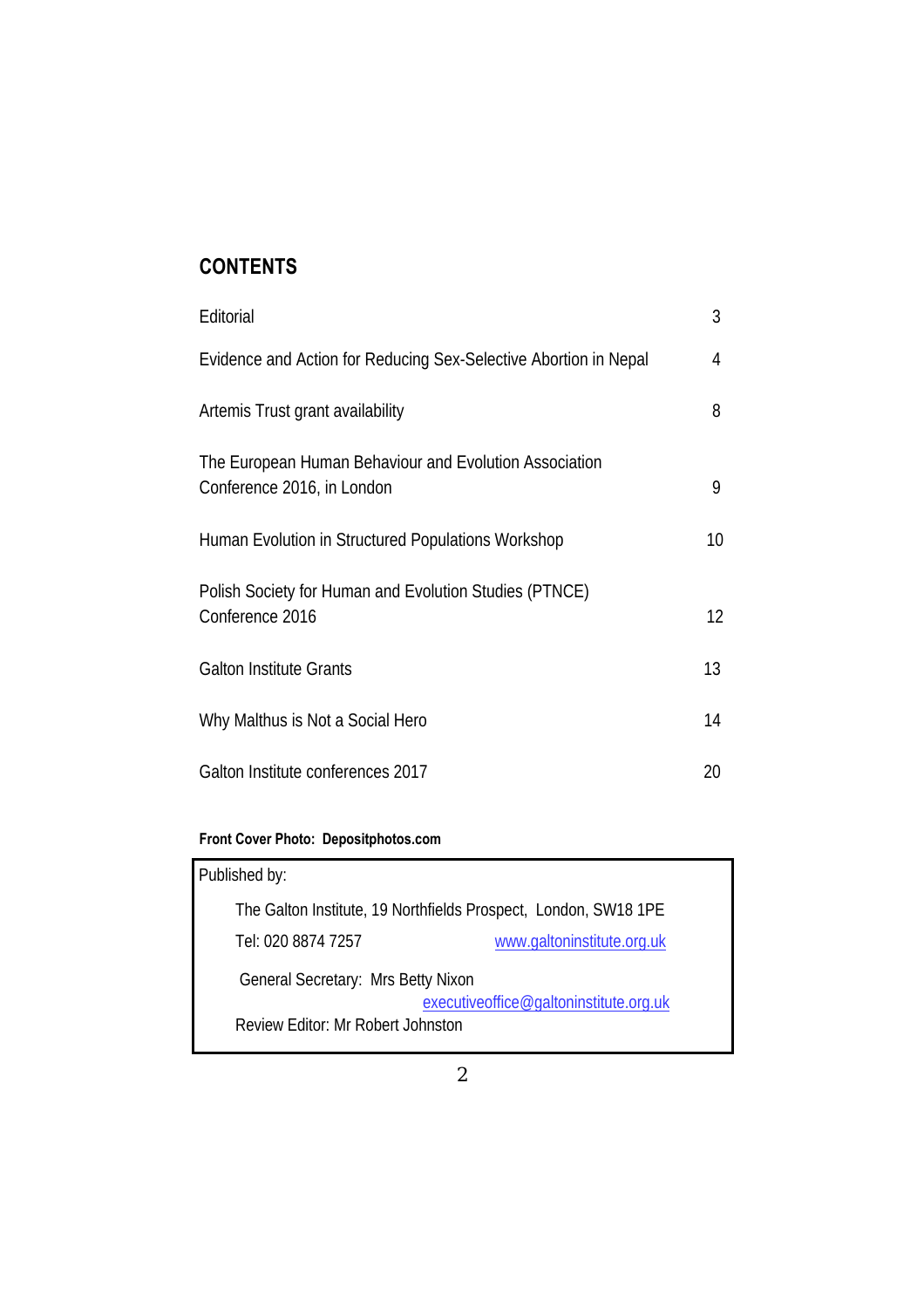## CONTENTS

| | |
|---|---|
| Editorial | 3 |
| Evidence and Action for Reducing Sex-Selective Abortion in Nepal | 4 |
| Artemis Trust grant availability | 8 |
| The European Human Behaviour and Evolution Association Conference 2016, in London | 9 |
| Human Evolution in Structured Populations Workshop | 10 |
| Polish Society for Human and Evolution Studies (PTNCE) Conference 2016 | 12 |
| Galton Institute Grants | 13 |
| Why Malthus is Not a Social Hero | 14 |
| Galton Institute conferences 2017 | 20 |

**Front Cover Photo: Depositphotos.com**

Published by:

The Galton Institute, 19 Northfields Prospect, London, SW18 1PE

Tel: 020 8874 7257 www.galtoninstitute.org.uk

General Secretary: Mrs Betty Nixon
executiveoffice@galtoninstitute.org.uk

Review Editor: Mr Robert Johnston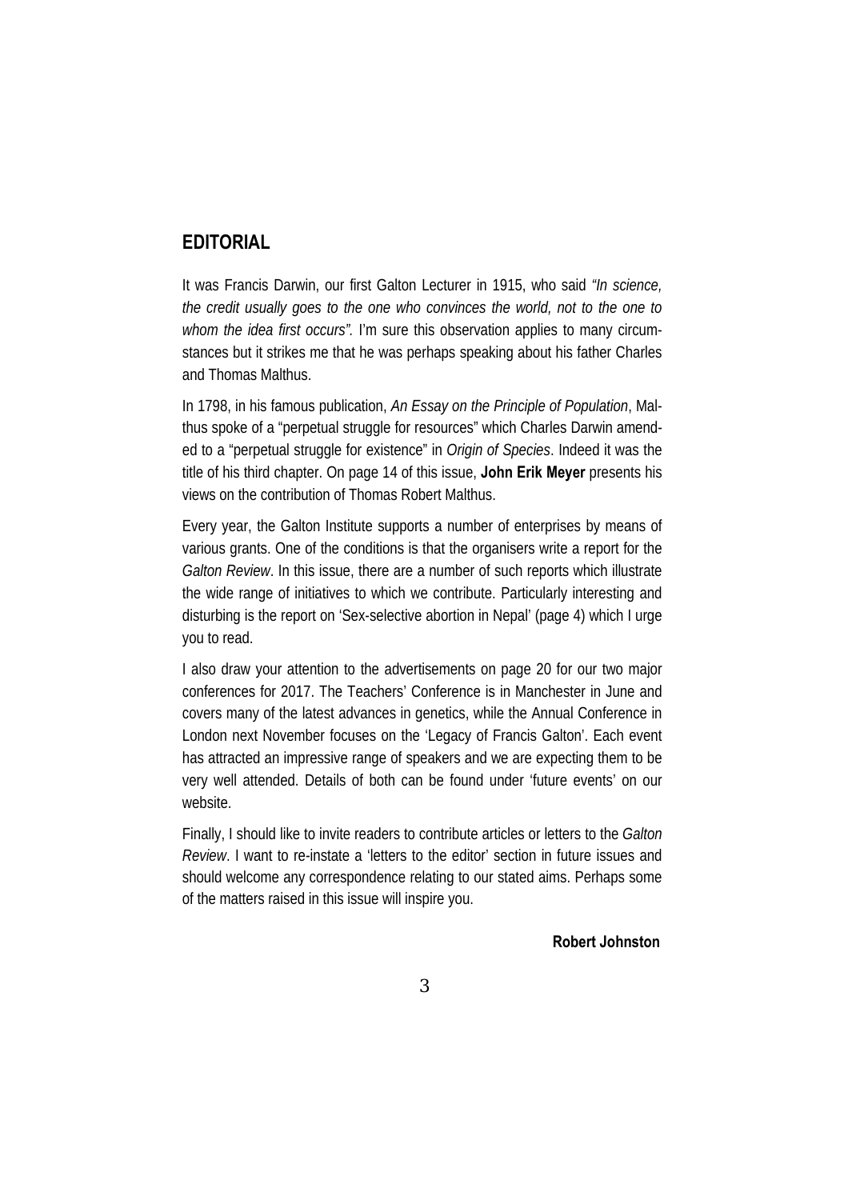## EDITORIAL

It was Francis Darwin, our first Galton Lecturer in 1915, who said *"In science, the credit usually goes to the one who convinces the world, not to the one to whom the idea first occurs".* I'm sure this observation applies to many circumstances but it strikes me that he was perhaps speaking about his father Charles and Thomas Malthus.

In 1798, in his famous publication, *An Essay on the Principle of Population*, Malthus spoke of a "perpetual struggle for resources" which Charles Darwin amended to a "perpetual struggle for existence" in *Origin of Species*. Indeed it was the title of his third chapter. On page 14 of this issue, **John Erik Meyer** presents his views on the contribution of Thomas Robert Malthus.

Every year, the Galton Institute supports a number of enterprises by means of various grants. One of the conditions is that the organisers write a report for the *Galton Review*. In this issue, there are a number of such reports which illustrate the wide range of initiatives to which we contribute. Particularly interesting and disturbing is the report on 'Sex-selective abortion in Nepal' (page 4) which I urge you to read.

I also draw your attention to the advertisements on page 20 for our two major conferences for 2017. The Teachers' Conference is in Manchester in June and covers many of the latest advances in genetics, while the Annual Conference in London next November focuses on the 'Legacy of Francis Galton'. Each event has attracted an impressive range of speakers and we are expecting them to be very well attended. Details of both can be found under 'future events' on our website.

Finally, I should like to invite readers to contribute articles or letters to the *Galton Review*. I want to re-instate a 'letters to the editor' section in future issues and should welcome any correspondence relating to our stated aims. Perhaps some of the matters raised in this issue will inspire you.

**Robert Johnston**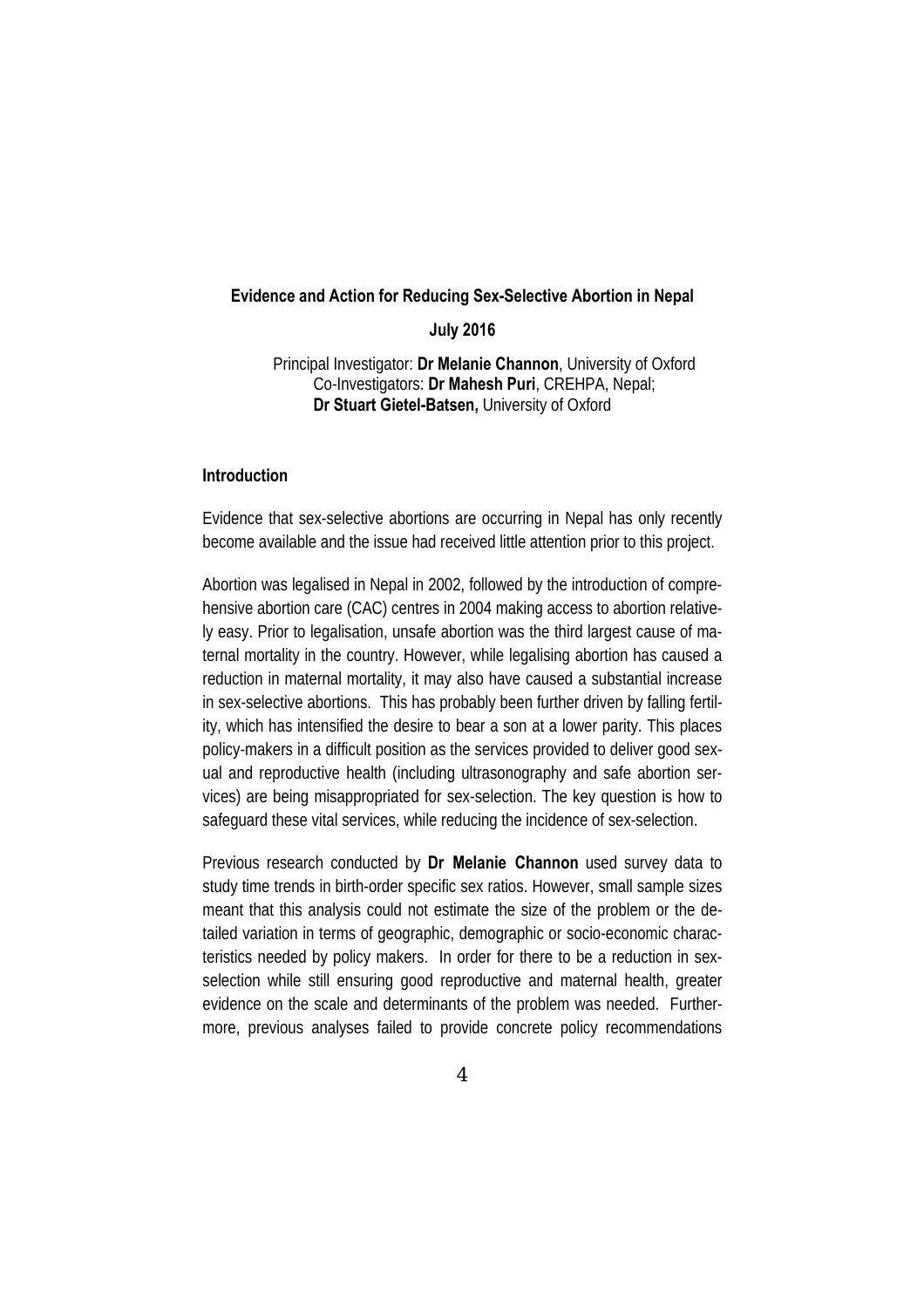## Evidence and Action for Reducing Sex-Selective Abortion in Nepal

**July 2016**

Principal Investigator: **Dr Melanie Channon**, University of Oxford
Co-Investigators: **Dr Mahesh Puri**, CREHPA, Nepal;
**Dr Stuart Gietel-Batsen,** University of Oxford

### Introduction

Evidence that sex-selective abortions are occurring in Nepal has only recently become available and the issue had received little attention prior to this project.

Abortion was legalised in Nepal in 2002, followed by the introduction of comprehensive abortion care (CAC) centres in 2004 making access to abortion relatively easy. Prior to legalisation, unsafe abortion was the third largest cause of maternal mortality in the country. However, while legalising abortion has caused a reduction in maternal mortality, it may also have caused a substantial increase in sex-selective abortions. This has probably been further driven by falling fertility, which has intensified the desire to bear a son at a lower parity. This places policy-makers in a difficult position as the services provided to deliver good sexual and reproductive health (including ultrasonography and safe abortion services) are being misappropriated for sex-selection. The key question is how to safeguard these vital services, while reducing the incidence of sex-selection.

Previous research conducted by **Dr Melanie Channon** used survey data to study time trends in birth-order specific sex ratios. However, small sample sizes meant that this analysis could not estimate the size of the problem or the detailed variation in terms of geographic, demographic or socio-economic characteristics needed by policy makers. In order for there to be a reduction in sex-selection while still ensuring good reproductive and maternal health, greater evidence on the scale and determinants of the problem was needed. Furthermore, previous analyses failed to provide concrete policy recommendations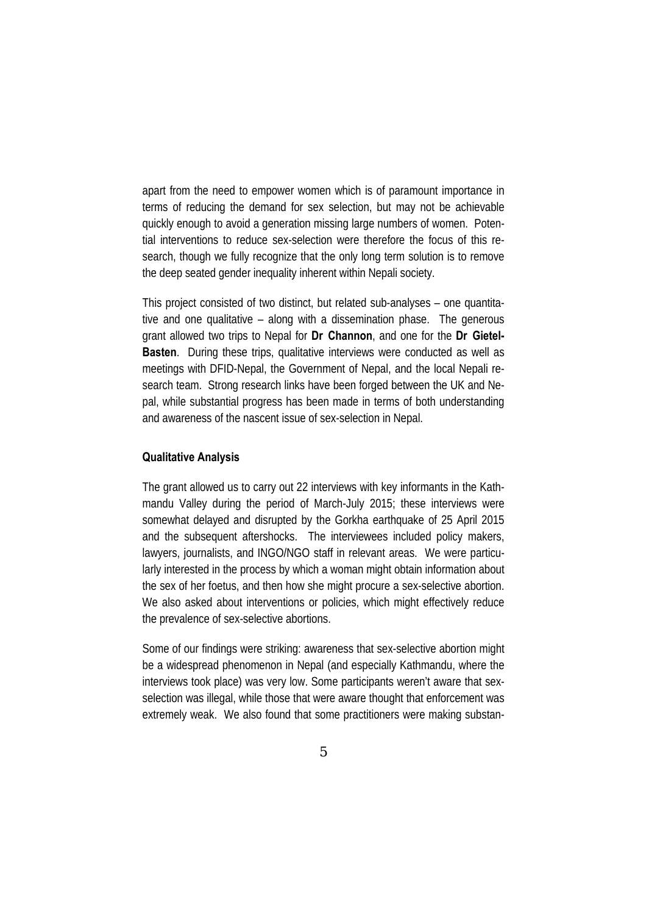apart from the need to empower women which is of paramount importance in terms of reducing the demand for sex selection, but may not be achievable quickly enough to avoid a generation missing large numbers of women. Potential interventions to reduce sex-selection were therefore the focus of this research, though we fully recognize that the only long term solution is to remove the deep seated gender inequality inherent within Nepali society.

This project consisted of two distinct, but related sub-analyses – one quantitative and one qualitative – along with a dissemination phase. The generous grant allowed two trips to Nepal for **Dr Channon**, and one for the **Dr Gietel-Basten**. During these trips, qualitative interviews were conducted as well as meetings with DFID-Nepal, the Government of Nepal, and the local Nepali research team. Strong research links have been forged between the UK and Nepal, while substantial progress has been made in terms of both understanding and awareness of the nascent issue of sex-selection in Nepal.

**Qualitative Analysis**

The grant allowed us to carry out 22 interviews with key informants in the Kathmandu Valley during the period of March-July 2015; these interviews were somewhat delayed and disrupted by the Gorkha earthquake of 25 April 2015 and the subsequent aftershocks. The interviewees included policy makers, lawyers, journalists, and INGO/NGO staff in relevant areas. We were particularly interested in the process by which a woman might obtain information about the sex of her foetus, and then how she might procure a sex-selective abortion. We also asked about interventions or policies, which might effectively reduce the prevalence of sex-selective abortions.

Some of our findings were striking: awareness that sex-selective abortion might be a widespread phenomenon in Nepal (and especially Kathmandu, where the interviews took place) was very low. Some participants weren't aware that sex-selection was illegal, while those that were aware thought that enforcement was extremely weak. We also found that some practitioners were making substan-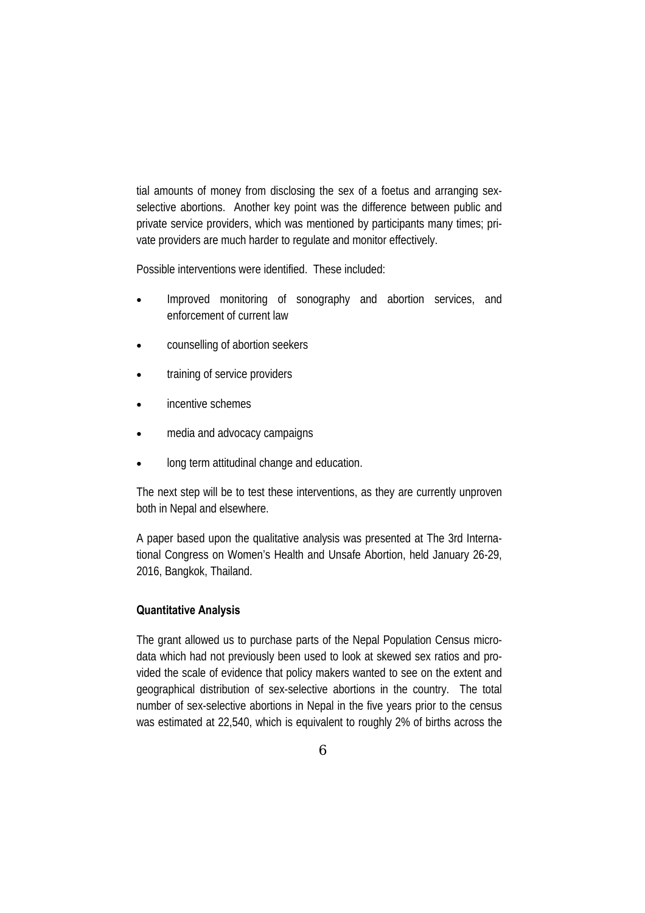tial amounts of money from disclosing the sex of a foetus and arranging sex-selective abortions. Another key point was the difference between public and private service providers, which was mentioned by participants many times; private providers are much harder to regulate and monitor effectively.

Possible interventions were identified. These included:

- Improved monitoring of sonography and abortion services, and enforcement of current law
- counselling of abortion seekers
- training of service providers
- incentive schemes
- media and advocacy campaigns
- long term attitudinal change and education.

The next step will be to test these interventions, as they are currently unproven both in Nepal and elsewhere.

A paper based upon the qualitative analysis was presented at The 3rd International Congress on Women's Health and Unsafe Abortion, held January 26-29, 2016, Bangkok, Thailand.

**Quantitative Analysis**

The grant allowed us to purchase parts of the Nepal Population Census micro-data which had not previously been used to look at skewed sex ratios and provided the scale of evidence that policy makers wanted to see on the extent and geographical distribution of sex-selective abortions in the country. The total number of sex-selective abortions in Nepal in the five years prior to the census was estimated at 22,540, which is equivalent to roughly 2% of births across the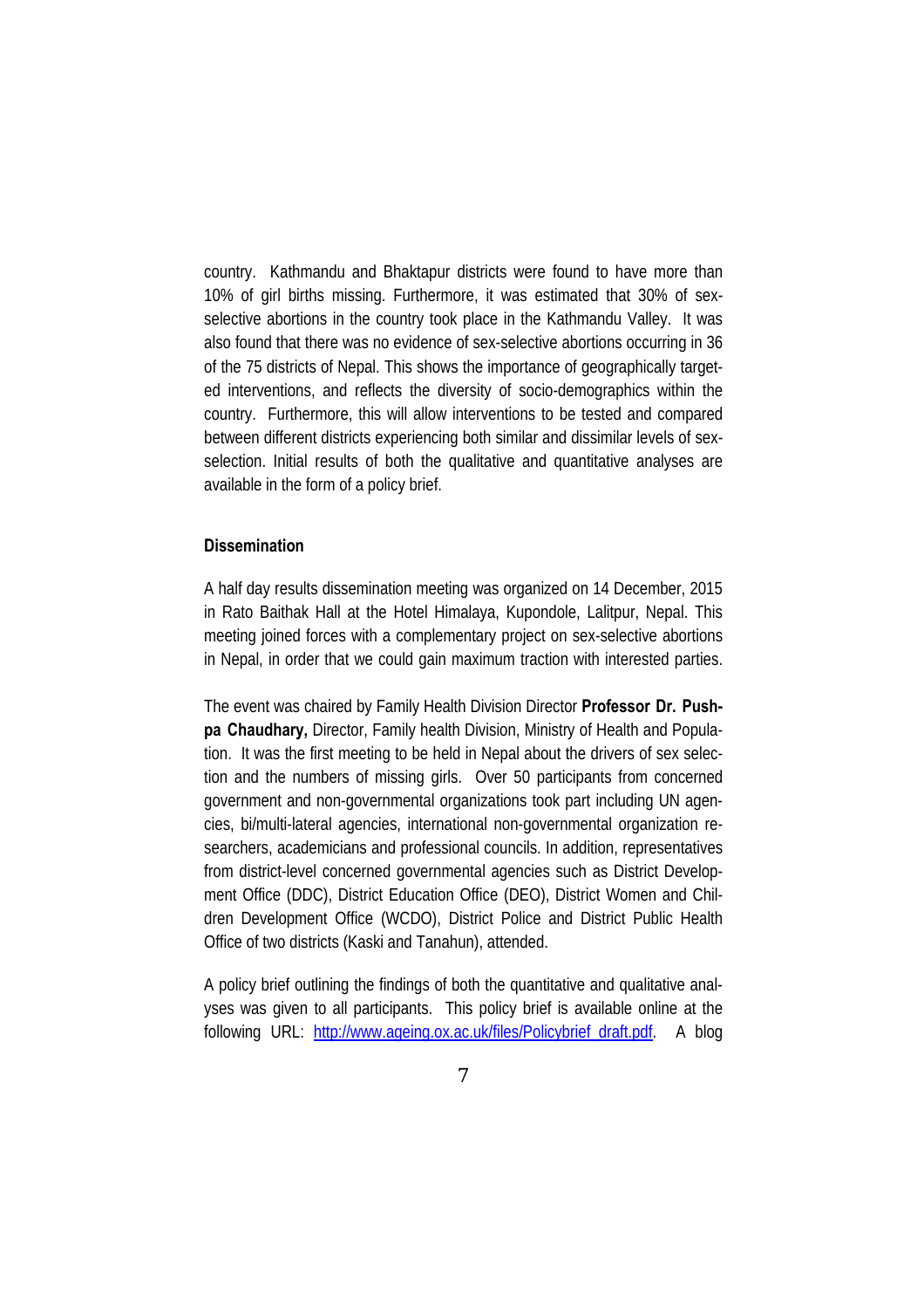country. Kathmandu and Bhaktapur districts were found to have more than 10% of girl births missing. Furthermore, it was estimated that 30% of sex-selective abortions in the country took place in the Kathmandu Valley. It was also found that there was no evidence of sex-selective abortions occurring in 36 of the 75 districts of Nepal. This shows the importance of geographically targeted interventions, and reflects the diversity of socio-demographics within the country. Furthermore, this will allow interventions to be tested and compared between different districts experiencing both similar and dissimilar levels of sex-selection. Initial results of both the qualitative and quantitative analyses are available in the form of a policy brief.

### Dissemination

A half day results dissemination meeting was organized on 14 December, 2015 in Rato Baithak Hall at the Hotel Himalaya, Kupondole, Lalitpur, Nepal. This meeting joined forces with a complementary project on sex-selective abortions in Nepal, in order that we could gain maximum traction with interested parties.

The event was chaired by Family Health Division Director **Professor Dr. Pushpa Chaudhary,** Director, Family health Division, Ministry of Health and Population. It was the first meeting to be held in Nepal about the drivers of sex selection and the numbers of missing girls. Over 50 participants from concerned government and non-governmental organizations took part including UN agencies, bi/multi-lateral agencies, international non-governmental organization researchers, academicians and professional councils. In addition, representatives from district-level concerned governmental agencies such as District Development Office (DDC), District Education Office (DEO), District Women and Children Development Office (WCDO), District Police and District Public Health Office of two districts (Kaski and Tanahun), attended.

A policy brief outlining the findings of both the quantitative and qualitative analyses was given to all participants. This policy brief is available online at the following URL: http://www.ageing.ox.ac.uk/files/Policybrief_draft.pdf. A blog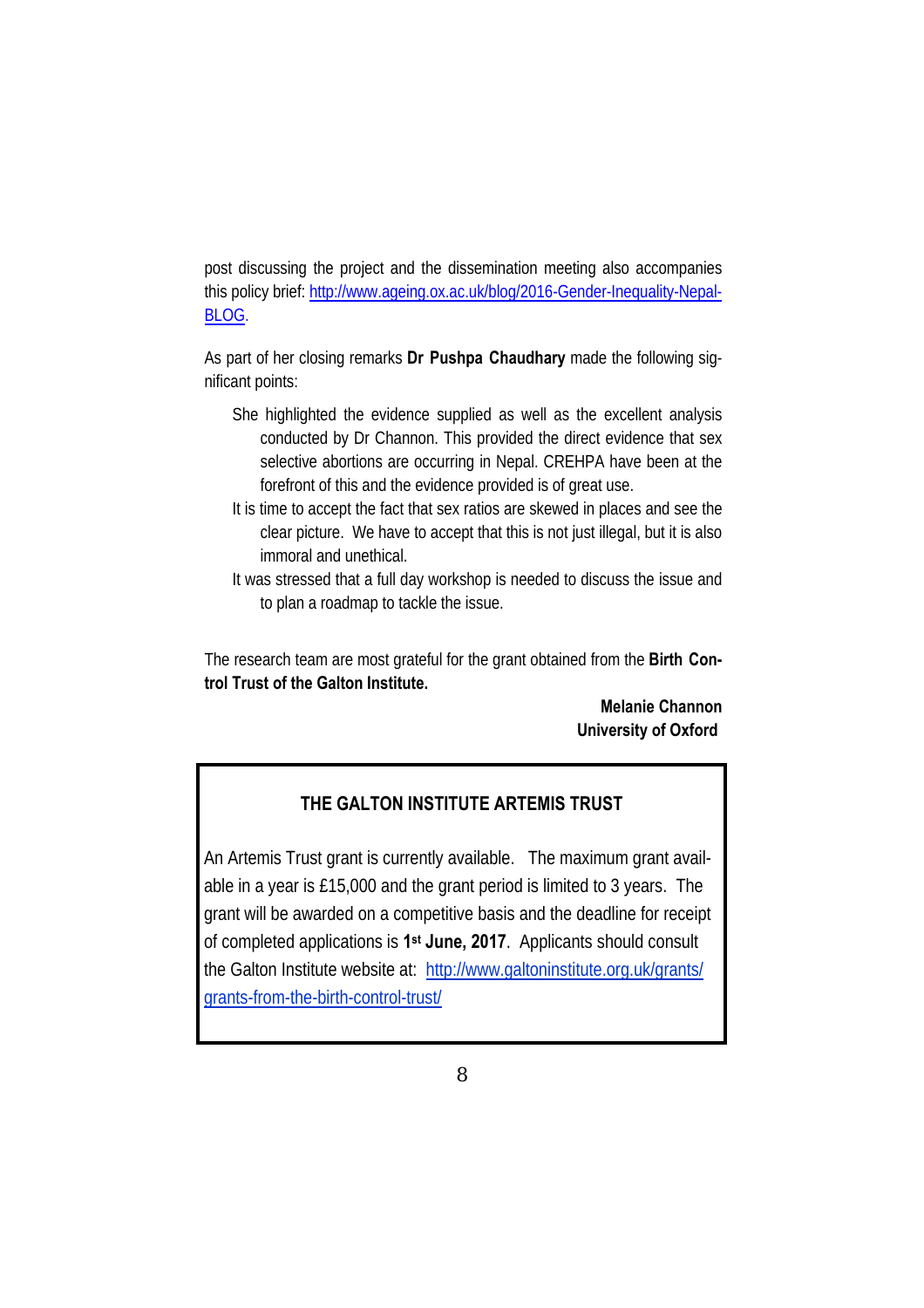post discussing the project and the dissemination meeting also accompanies this policy brief: http://www.ageing.ox.ac.uk/blog/2016-Gender-Inequality-Nepal-BLOG.

As part of her closing remarks **Dr Pushpa Chaudhary** made the following significant points:

- She highlighted the evidence supplied as well as the excellent analysis conducted by Dr Channon. This provided the direct evidence that sex selective abortions are occurring in Nepal. CREHPA have been at the forefront of this and the evidence provided is of great use.
- It is time to accept the fact that sex ratios are skewed in places and see the clear picture. We have to accept that this is not just illegal, but it is also immoral and unethical.
- It was stressed that a full day workshop is needed to discuss the issue and to plan a roadmap to tackle the issue.

The research team are most grateful for the grant obtained from the **Birth Control Trust of the Galton Institute.**

**Melanie Channon**
**University of Oxford**

---

### THE GALTON INSTITUTE ARTEMIS TRUST

An Artemis Trust grant is currently available. The maximum grant available in a year is £15,000 and the grant period is limited to 3 years. The grant will be awarded on a competitive basis and the deadline for receipt of completed applications is **1st June, 2017**. Applicants should consult the Galton Institute website at: http://www.galtoninstitute.org.uk/grants/grants-from-the-birth-control-trust/

---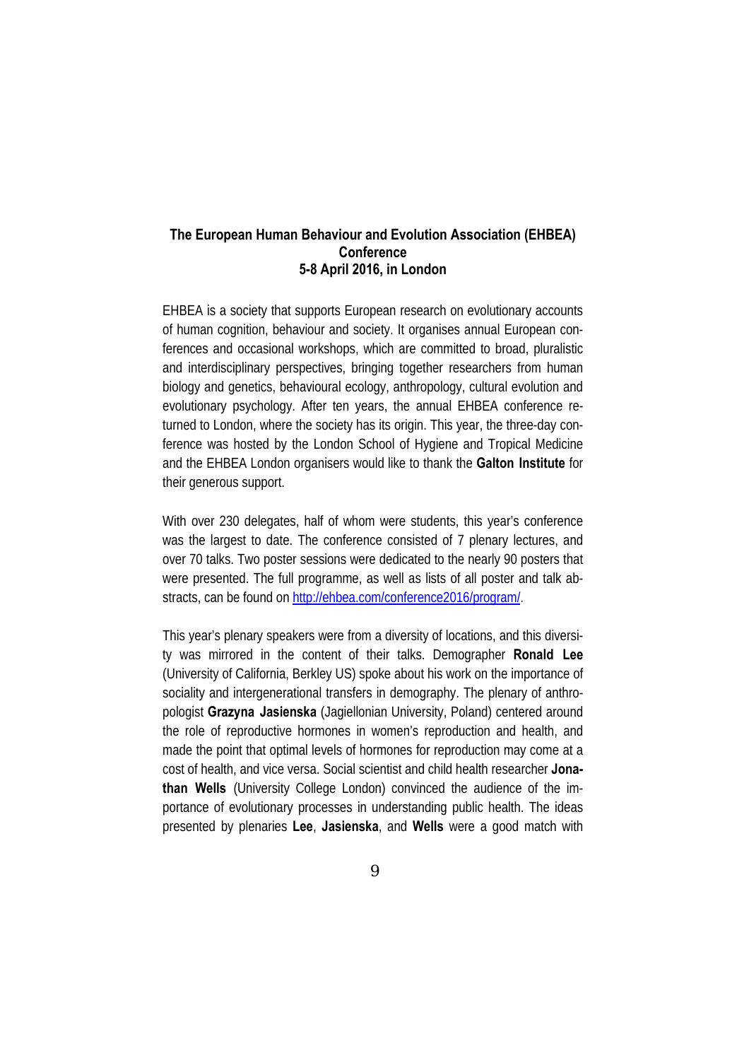**The European Human Behaviour and Evolution Association (EHBEA) Conference**
**5-8 April 2016, in London**

EHBEA is a society that supports European research on evolutionary accounts of human cognition, behaviour and society. It organises annual European conferences and occasional workshops, which are committed to broad, pluralistic and interdisciplinary perspectives, bringing together researchers from human biology and genetics, behavioural ecology, anthropology, cultural evolution and evolutionary psychology. After ten years, the annual EHBEA conference returned to London, where the society has its origin. This year, the three-day conference was hosted by the London School of Hygiene and Tropical Medicine and the EHBEA London organisers would like to thank the **Galton Institute** for their generous support.

With over 230 delegates, half of whom were students, this year's conference was the largest to date. The conference consisted of 7 plenary lectures, and over 70 talks. Two poster sessions were dedicated to the nearly 90 posters that were presented. The full programme, as well as lists of all poster and talk abstracts, can be found on http://ehbea.com/conference2016/program/.

This year's plenary speakers were from a diversity of locations, and this diversity was mirrored in the content of their talks. Demographer **Ronald Lee** (University of California, Berkley US) spoke about his work on the importance of sociality and intergenerational transfers in demography. The plenary of anthropologist **Grazyna Jasienska** (Jagiellonian University, Poland) centered around the role of reproductive hormones in women's reproduction and health, and made the point that optimal levels of hormones for reproduction may come at a cost of health, and vice versa. Social scientist and child health researcher **Jonathan Wells** (University College London) convinced the audience of the importance of evolutionary processes in understanding public health. The ideas presented by plenaries **Lee**, **Jasienska**, and **Wells** were a good match with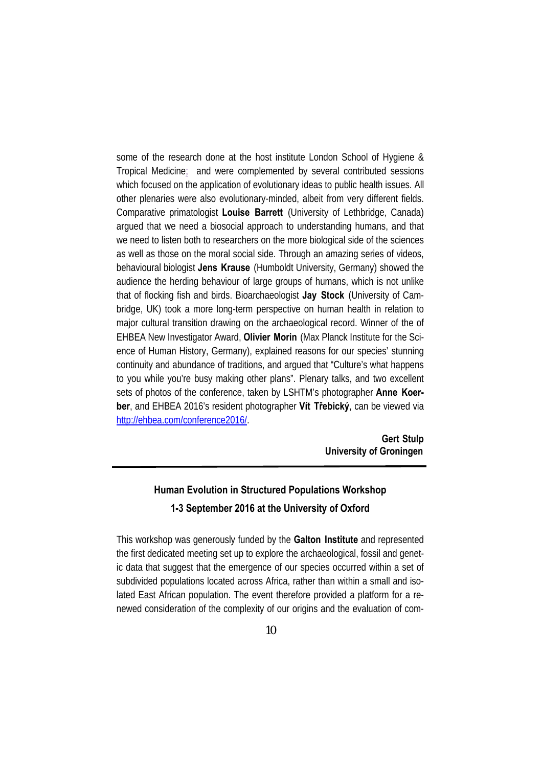some of the research done at the host institute London School of Hygiene & Tropical Medicine; and were complemented by several contributed sessions which focused on the application of evolutionary ideas to public health issues. All other plenaries were also evolutionary-minded, albeit from very different fields. Comparative primatologist **Louise Barrett** (University of Lethbridge, Canada) argued that we need a biosocial approach to understanding humans, and that we need to listen both to researchers on the more biological side of the sciences as well as those on the moral social side. Through an amazing series of videos, behavioural biologist **Jens Krause** (Humboldt University, Germany) showed the audience the herding behaviour of large groups of humans, which is not unlike that of flocking fish and birds. Bioarchaeologist **Jay Stock** (University of Cambridge, UK) took a more long-term perspective on human health in relation to major cultural transition drawing on the archaeological record. Winner of the of EHBEA New Investigator Award, **Olivier Morin** (Max Planck Institute for the Science of Human History, Germany), explained reasons for our species' stunning continuity and abundance of traditions, and argued that "Culture's what happens to you while you're busy making other plans". Plenary talks, and two excellent sets of photos of the conference, taken by LSHTM's photographer **Anne Koerber**, and EHBEA 2016's resident photographer **Vít Třebický**, can be viewed via http://ehbea.com/conference2016/.

**Gert Stulp**
**University of Groningen**

---

## Human Evolution in Structured Populations Workshop
## 1-3 September 2016 at the University of Oxford

This workshop was generously funded by the **Galton Institute** and represented the first dedicated meeting set up to explore the archaeological, fossil and genetic data that suggest that the emergence of our species occurred within a set of subdivided populations located across Africa, rather than within a small and isolated East African population. The event therefore provided a platform for a renewed consideration of the complexity of our origins and the evaluation of com-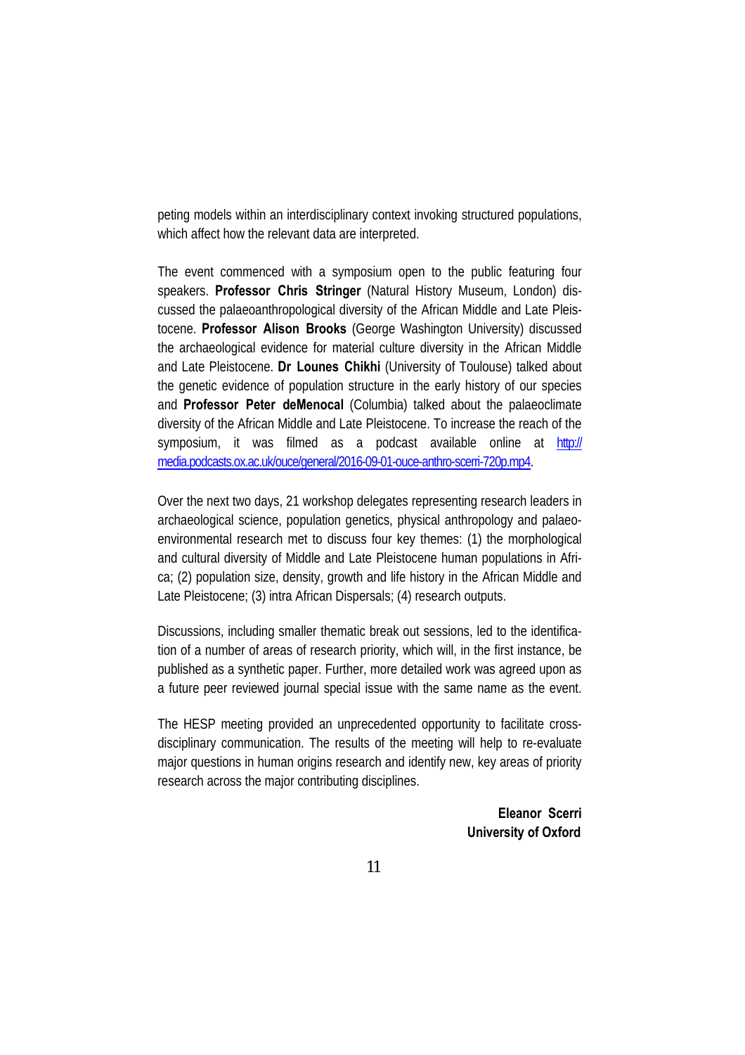peting models within an interdisciplinary context invoking structured populations, which affect how the relevant data are interpreted.

The event commenced with a symposium open to the public featuring four speakers. **Professor Chris Stringer** (Natural History Museum, London) discussed the palaeoanthropological diversity of the African Middle and Late Pleistocene. **Professor Alison Brooks** (George Washington University) discussed the archaeological evidence for material culture diversity in the African Middle and Late Pleistocene. **Dr Lounes Chikhi** (University of Toulouse) talked about the genetic evidence of population structure in the early history of our species and **Professor Peter deMenocal** (Columbia) talked about the palaeoclimate diversity of the African Middle and Late Pleistocene. To increase the reach of the symposium, it was filmed as a podcast available online at [http://media.podcasts.ox.ac.uk/ouce/general/2016-09-01-ouce-anthro-scerri-720p.mp4](http://media.podcasts.ox.ac.uk/ouce/general/2016-09-01-ouce-anthro-scerri-720p.mp4).

Over the next two days, 21 workshop delegates representing research leaders in archaeological science, population genetics, physical anthropology and palaeoenvironmental research met to discuss four key themes: (1) the morphological and cultural diversity of Middle and Late Pleistocene human populations in Africa; (2) population size, density, growth and life history in the African Middle and Late Pleistocene; (3) intra African Dispersals; (4) research outputs.

Discussions, including smaller thematic break out sessions, led to the identification of a number of areas of research priority, which will, in the first instance, be published as a synthetic paper. Further, more detailed work was agreed upon as a future peer reviewed journal special issue with the same name as the event.

The HESP meeting provided an unprecedented opportunity to facilitate cross-disciplinary communication. The results of the meeting will help to re-evaluate major questions in human origins research and identify new, key areas of priority research across the major contributing disciplines.

**Eleanor Scerri**
**University of Oxford**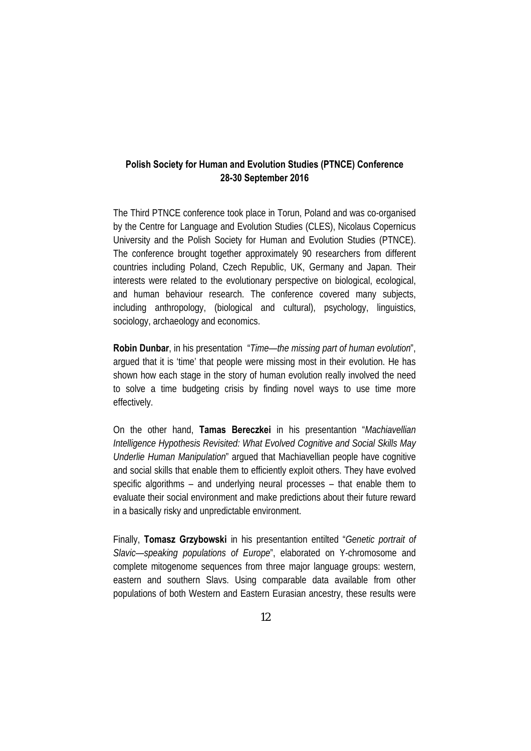**Polish Society for Human and Evolution Studies (PTNCE) Conference 28-30 September 2016**

The Third PTNCE conference took place in Torun, Poland and was co-organised by the Centre for Language and Evolution Studies (CLES), Nicolaus Copernicus University and the Polish Society for Human and Evolution Studies (PTNCE). The conference brought together approximately 90 researchers from different countries including Poland, Czech Republic, UK, Germany and Japan. Their interests were related to the evolutionary perspective on biological, ecological, and human behaviour research. The conference covered many subjects, including anthropology, (biological and cultural), psychology, linguistics, sociology, archaeology and economics.

**Robin Dunbar**, in his presentation "*Time—the missing part of human evolution*", argued that it is 'time' that people were missing most in their evolution. He has shown how each stage in the story of human evolution really involved the need to solve a time budgeting crisis by finding novel ways to use time more effectively.

On the other hand, **Tamas Bereczkei** in his presentantion "*Machiavellian Intelligence Hypothesis Revisited: What Evolved Cognitive and Social Skills May Underlie Human Manipulation*" argued that Machiavellian people have cognitive and social skills that enable them to efficiently exploit others. They have evolved specific algorithms – and underlying neural processes – that enable them to evaluate their social environment and make predictions about their future reward in a basically risky and unpredictable environment.

Finally, **Tomasz Grzybowski** in his presentantion entilted "*Genetic portrait of Slavic—speaking populations of Europe*", elaborated on Y-chromosome and complete mitogenome sequences from three major language groups: western, eastern and southern Slavs. Using comparable data available from other populations of both Western and Eastern Eurasian ancestry, these results were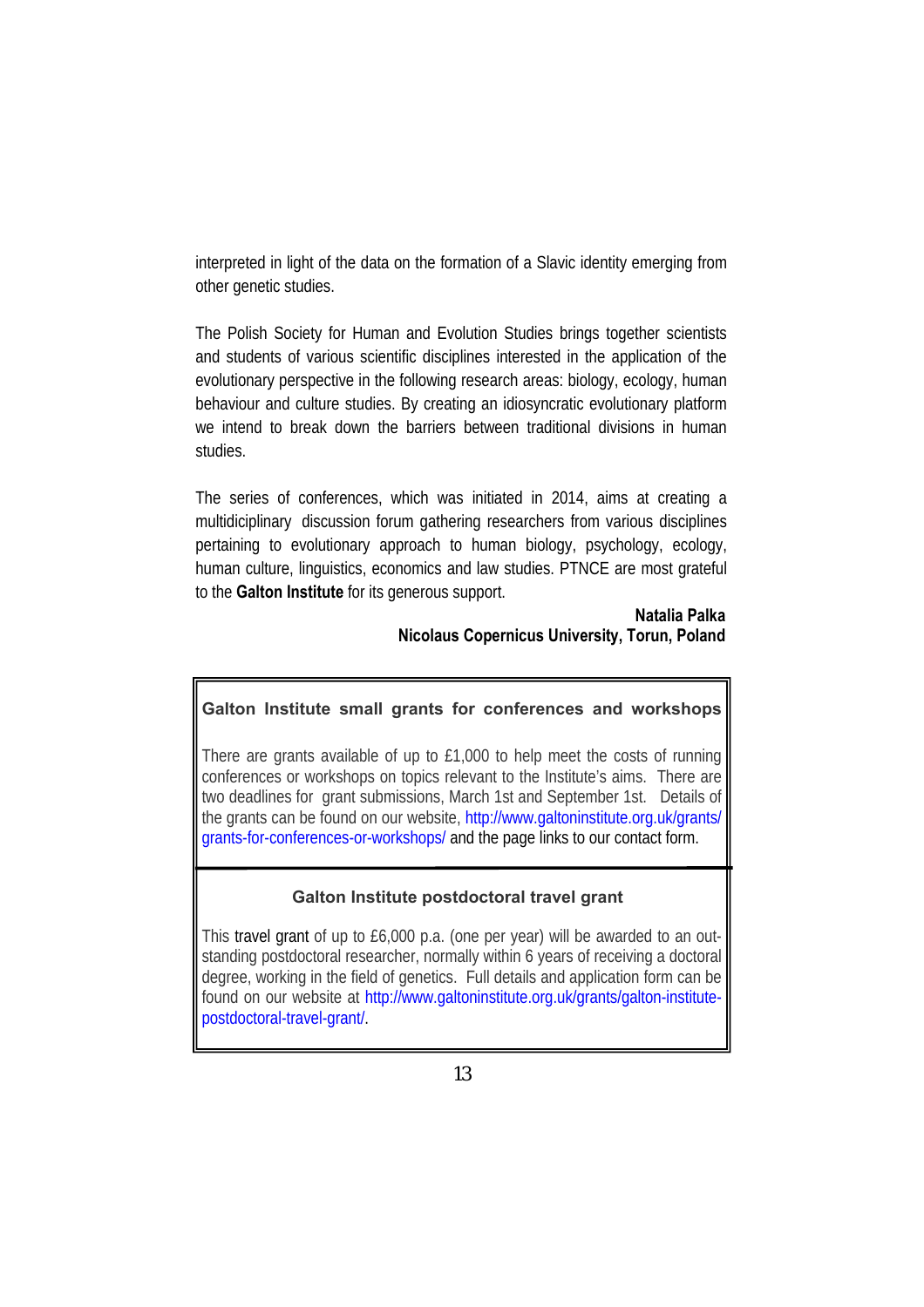interpreted in light of the data on the formation of a Slavic identity emerging from other genetic studies.

The Polish Society for Human and Evolution Studies brings together scientists and students of various scientific disciplines interested in the application of the evolutionary perspective in the following research areas: biology, ecology, human behaviour and culture studies. By creating an idiosyncratic evolutionary platform we intend to break down the barriers between traditional divisions in human studies.

The series of conferences, which was initiated in 2014, aims at creating a multidiciplinary discussion forum gathering researchers from various disciplines pertaining to evolutionary approach to human biology, psychology, ecology, human culture, linguistics, economics and law studies. PTNCE are most grateful to the **Galton Institute** for its generous support.

**Natalia Palka**
**Nicolaus Copernicus University, Torun, Poland**

## Galton Institute small grants for conferences and workshops

There are grants available of up to £1,000 to help meet the costs of running conferences or workshops on topics relevant to the Institute's aims. There are two deadlines for grant submissions, March 1st and September 1st. Details of the grants can be found on our website, http://www.galtoninstitute.org.uk/grants/grants-for-conferences-or-workshops/ and the page links to our contact form.

## Galton Institute postdoctoral travel grant

This travel grant of up to £6,000 p.a. (one per year) will be awarded to an outstanding postdoctoral researcher, normally within 6 years of receiving a doctoral degree, working in the field of genetics. Full details and application form can be found on our website at http://www.galtoninstitute.org.uk/grants/galton-institute-postdoctoral-travel-grant/.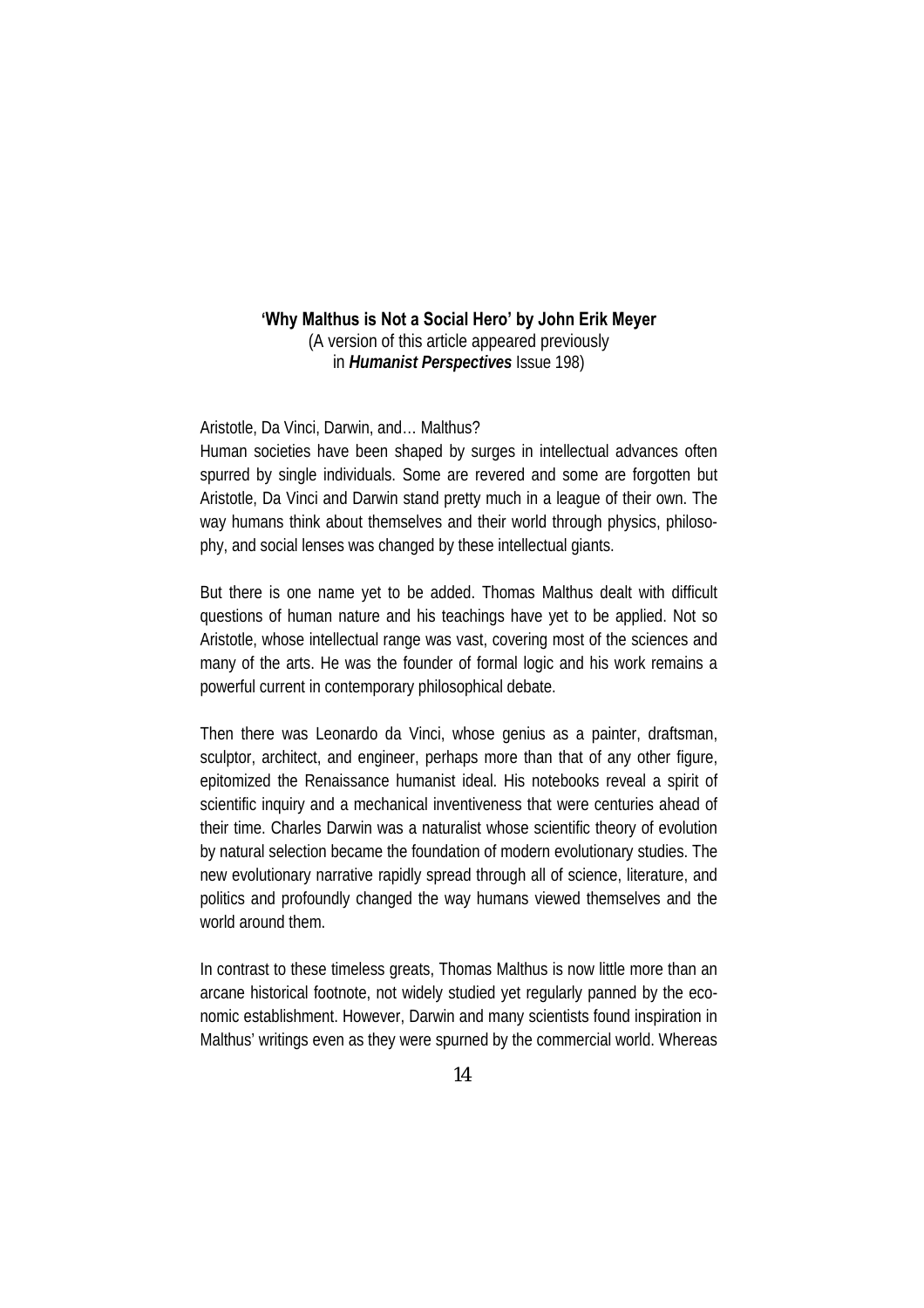## 'Why Malthus is Not a Social Hero' by John Erik Meyer

(A version of this article appeared previously in ***Humanist Perspectives*** Issue 198)

Aristotle, Da Vinci, Darwin, and… Malthus?

Human societies have been shaped by surges in intellectual advances often spurred by single individuals. Some are revered and some are forgotten but Aristotle, Da Vinci and Darwin stand pretty much in a league of their own. The way humans think about themselves and their world through physics, philosophy, and social lenses was changed by these intellectual giants.

But there is one name yet to be added. Thomas Malthus dealt with difficult questions of human nature and his teachings have yet to be applied. Not so Aristotle, whose intellectual range was vast, covering most of the sciences and many of the arts. He was the founder of formal logic and his work remains a powerful current in contemporary philosophical debate.

Then there was Leonardo da Vinci, whose genius as a painter, draftsman, sculptor, architect, and engineer, perhaps more than that of any other figure, epitomized the Renaissance humanist ideal. His notebooks reveal a spirit of scientific inquiry and a mechanical inventiveness that were centuries ahead of their time. Charles Darwin was a naturalist whose scientific theory of evolution by natural selection became the foundation of modern evolutionary studies. The new evolutionary narrative rapidly spread through all of science, literature, and politics and profoundly changed the way humans viewed themselves and the world around them.

In contrast to these timeless greats, Thomas Malthus is now little more than an arcane historical footnote, not widely studied yet regularly panned by the economic establishment. However, Darwin and many scientists found inspiration in Malthus' writings even as they were spurned by the commercial world. Whereas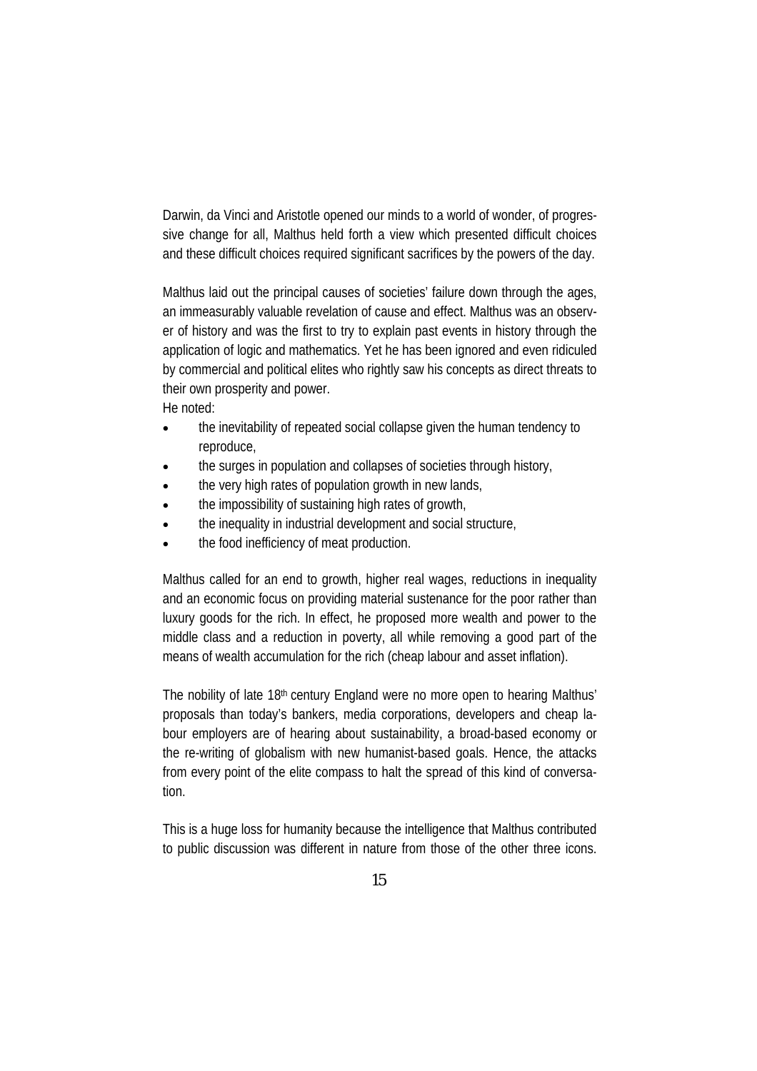Darwin, da Vinci and Aristotle opened our minds to a world of wonder, of progressive change for all, Malthus held forth a view which presented difficult choices and these difficult choices required significant sacrifices by the powers of the day.

Malthus laid out the principal causes of societies' failure down through the ages, an immeasurably valuable revelation of cause and effect. Malthus was an observer of history and was the first to try to explain past events in history through the application of logic and mathematics. Yet he has been ignored and even ridiculed by commercial and political elites who rightly saw his concepts as direct threats to their own prosperity and power.

He noted:

- the inevitability of repeated social collapse given the human tendency to reproduce,
- the surges in population and collapses of societies through history,
- the very high rates of population growth in new lands,
- the impossibility of sustaining high rates of growth,
- the inequality in industrial development and social structure,
- the food inefficiency of meat production.

Malthus called for an end to growth, higher real wages, reductions in inequality and an economic focus on providing material sustenance for the poor rather than luxury goods for the rich. In effect, he proposed more wealth and power to the middle class and a reduction in poverty, all while removing a good part of the means of wealth accumulation for the rich (cheap labour and asset inflation).

The nobility of late 18th century England were no more open to hearing Malthus' proposals than today's bankers, media corporations, developers and cheap labour employers are of hearing about sustainability, a broad-based economy or the re-writing of globalism with new humanist-based goals. Hence, the attacks from every point of the elite compass to halt the spread of this kind of conversation.

This is a huge loss for humanity because the intelligence that Malthus contributed to public discussion was different in nature from those of the other three icons.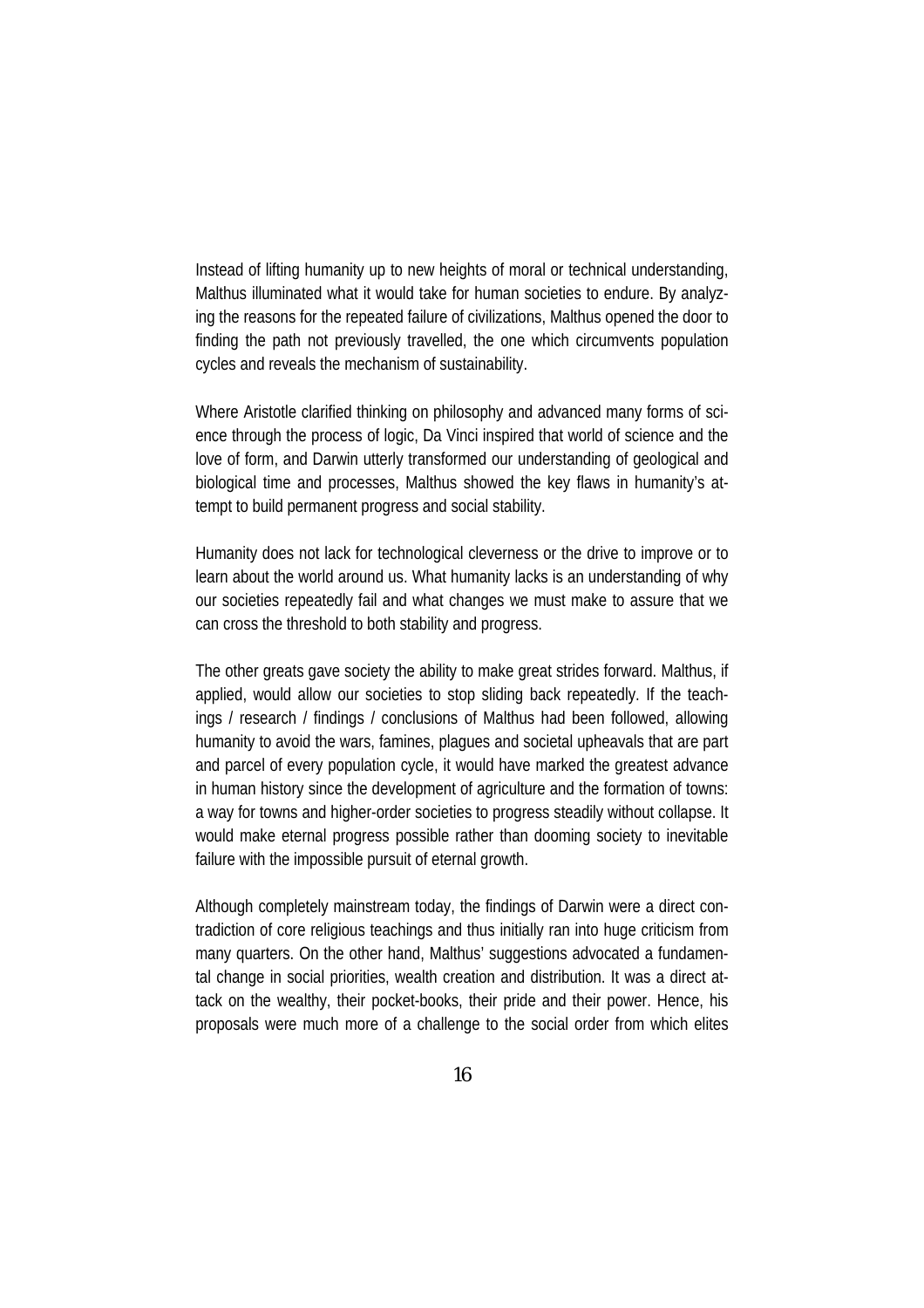Instead of lifting humanity up to new heights of moral or technical understanding, Malthus illuminated what it would take for human societies to endure. By analyzing the reasons for the repeated failure of civilizations, Malthus opened the door to finding the path not previously travelled, the one which circumvents population cycles and reveals the mechanism of sustainability.

Where Aristotle clarified thinking on philosophy and advanced many forms of science through the process of logic, Da Vinci inspired that world of science and the love of form, and Darwin utterly transformed our understanding of geological and biological time and processes, Malthus showed the key flaws in humanity's attempt to build permanent progress and social stability.

Humanity does not lack for technological cleverness or the drive to improve or to learn about the world around us. What humanity lacks is an understanding of why our societies repeatedly fail and what changes we must make to assure that we can cross the threshold to both stability and progress.

The other greats gave society the ability to make great strides forward. Malthus, if applied, would allow our societies to stop sliding back repeatedly. If the teachings / research / findings / conclusions of Malthus had been followed, allowing humanity to avoid the wars, famines, plagues and societal upheavals that are part and parcel of every population cycle, it would have marked the greatest advance in human history since the development of agriculture and the formation of towns: a way for towns and higher-order societies to progress steadily without collapse. It would make eternal progress possible rather than dooming society to inevitable failure with the impossible pursuit of eternal growth.

Although completely mainstream today, the findings of Darwin were a direct contradiction of core religious teachings and thus initially ran into huge criticism from many quarters. On the other hand, Malthus' suggestions advocated a fundamental change in social priorities, wealth creation and distribution. It was a direct attack on the wealthy, their pocket-books, their pride and their power. Hence, his proposals were much more of a challenge to the social order from which elites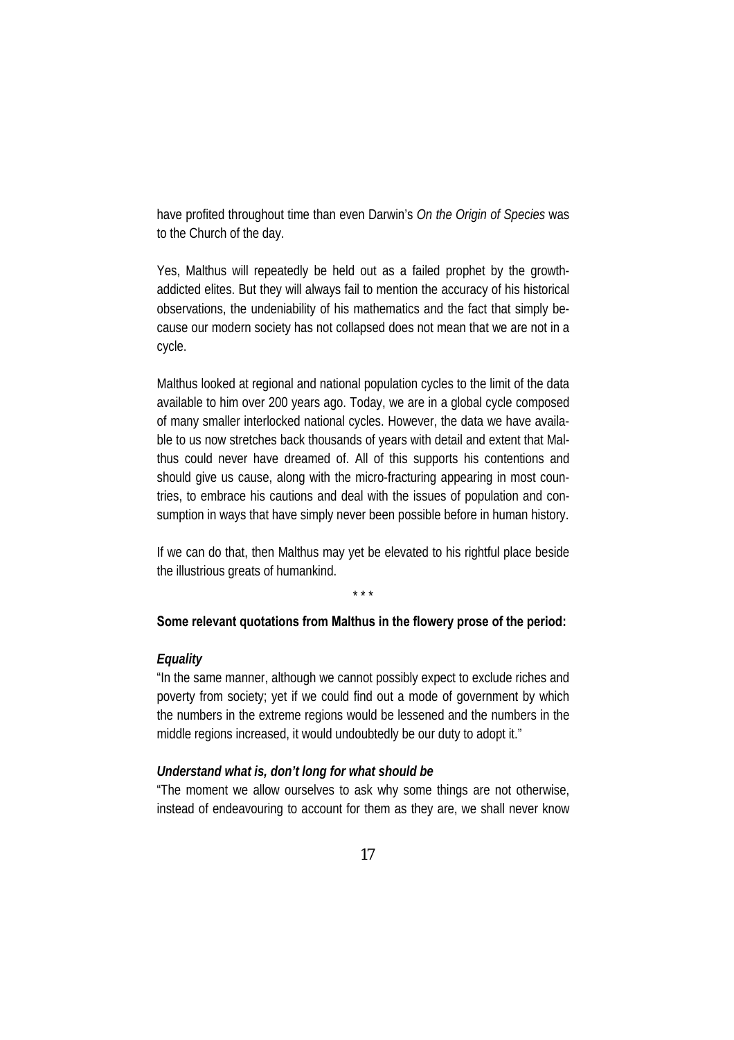have profited throughout time than even Darwin's *On the Origin of Species* was to the Church of the day.

Yes, Malthus will repeatedly be held out as a failed prophet by the growth-addicted elites. But they will always fail to mention the accuracy of his historical observations, the undeniability of his mathematics and the fact that simply because our modern society has not collapsed does not mean that we are not in a cycle.

Malthus looked at regional and national population cycles to the limit of the data available to him over 200 years ago. Today, we are in a global cycle composed of many smaller interlocked national cycles. However, the data we have available to us now stretches back thousands of years with detail and extent that Malthus could never have dreamed of. All of this supports his contentions and should give us cause, along with the micro-fracturing appearing in most countries, to embrace his cautions and deal with the issues of population and consumption in ways that have simply never been possible before in human history.

If we can do that, then Malthus may yet be elevated to his rightful place beside the illustrious greats of humankind.

\* \* \*

**Some relevant quotations from Malthus in the flowery prose of the period:**

***Equality***

"In the same manner, although we cannot possibly expect to exclude riches and poverty from society; yet if we could find out a mode of government by which the numbers in the extreme regions would be lessened and the numbers in the middle regions increased, it would undoubtedly be our duty to adopt it."

***Understand what is, don't long for what should be***

"The moment we allow ourselves to ask why some things are not otherwise, instead of endeavouring to account for them as they are, we shall never know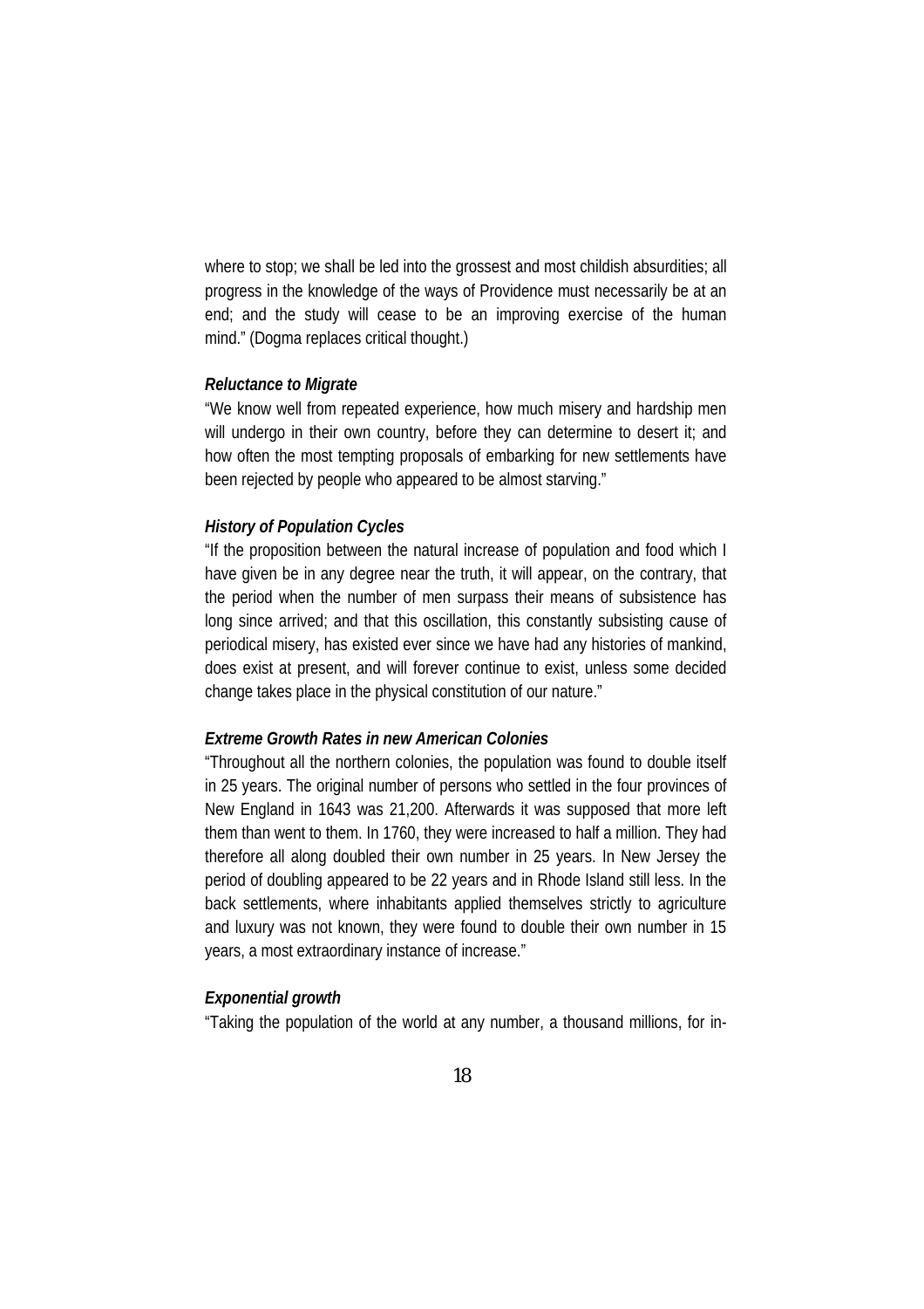where to stop; we shall be led into the grossest and most childish absurdities; all progress in the knowledge of the ways of Providence must necessarily be at an end; and the study will cease to be an improving exercise of the human mind." (Dogma replaces critical thought.)

***Reluctance to Migrate***

"We know well from repeated experience, how much misery and hardship men will undergo in their own country, before they can determine to desert it; and how often the most tempting proposals of embarking for new settlements have been rejected by people who appeared to be almost starving."

***History of Population Cycles***

"If the proposition between the natural increase of population and food which I have given be in any degree near the truth, it will appear, on the contrary, that the period when the number of men surpass their means of subsistence has long since arrived; and that this oscillation, this constantly subsisting cause of periodical misery, has existed ever since we have had any histories of mankind, does exist at present, and will forever continue to exist, unless some decided change takes place in the physical constitution of our nature."

***Extreme Growth Rates in new American Colonies***

"Throughout all the northern colonies, the population was found to double itself in 25 years. The original number of persons who settled in the four provinces of New England in 1643 was 21,200. Afterwards it was supposed that more left them than went to them. In 1760, they were increased to half a million. They had therefore all along doubled their own number in 25 years. In New Jersey the period of doubling appeared to be 22 years and in Rhode Island still less. In the back settlements, where inhabitants applied themselves strictly to agriculture and luxury was not known, they were found to double their own number in 15 years, a most extraordinary instance of increase."

***Exponential growth***

"Taking the population of the world at any number, a thousand millions, for in-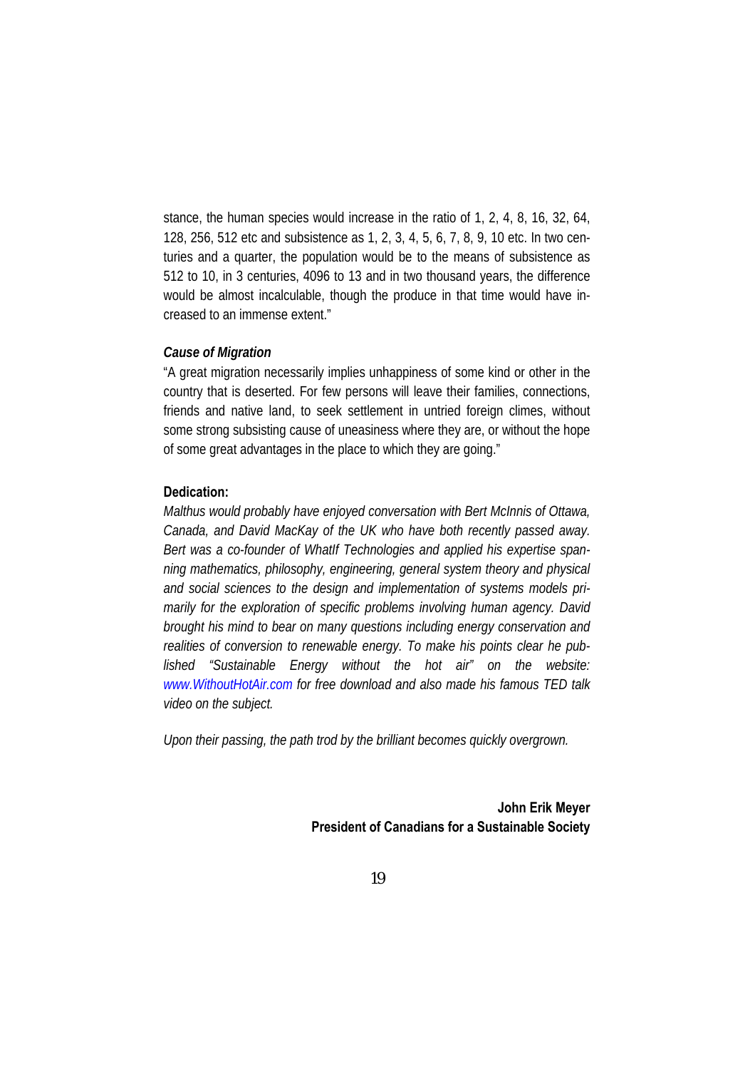stance, the human species would increase in the ratio of 1, 2, 4, 8, 16, 32, 64, 128, 256, 512 etc and subsistence as 1, 2, 3, 4, 5, 6, 7, 8, 9, 10 etc. In two centuries and a quarter, the population would be to the means of subsistence as 512 to 10, in 3 centuries, 4096 to 13 and in two thousand years, the difference would be almost incalculable, though the produce in that time would have increased to an immense extent."

***Cause of Migration***

"A great migration necessarily implies unhappiness of some kind or other in the country that is deserted. For few persons will leave their families, connections, friends and native land, to seek settlement in untried foreign climes, without some strong subsisting cause of uneasiness where they are, or without the hope of some great advantages in the place to which they are going."

**Dedication:**

*Malthus would probably have enjoyed conversation with Bert McInnis of Ottawa, Canada, and David MacKay of the UK who have both recently passed away. Bert was a co-founder of WhatIf Technologies and applied his expertise spanning mathematics, philosophy, engineering, general system theory and physical and social sciences to the design and implementation of systems models primarily for the exploration of specific problems involving human agency. David brought his mind to bear on many questions including energy conservation and realities of conversion to renewable energy. To make his points clear he published "Sustainable Energy without the hot air" on the website: www.WithoutHotAir.com for free download and also made his famous TED talk video on the subject.*

*Upon their passing, the path trod by the brilliant becomes quickly overgrown.*

**John Erik Meyer**
**President of Canadians for a Sustainable Society**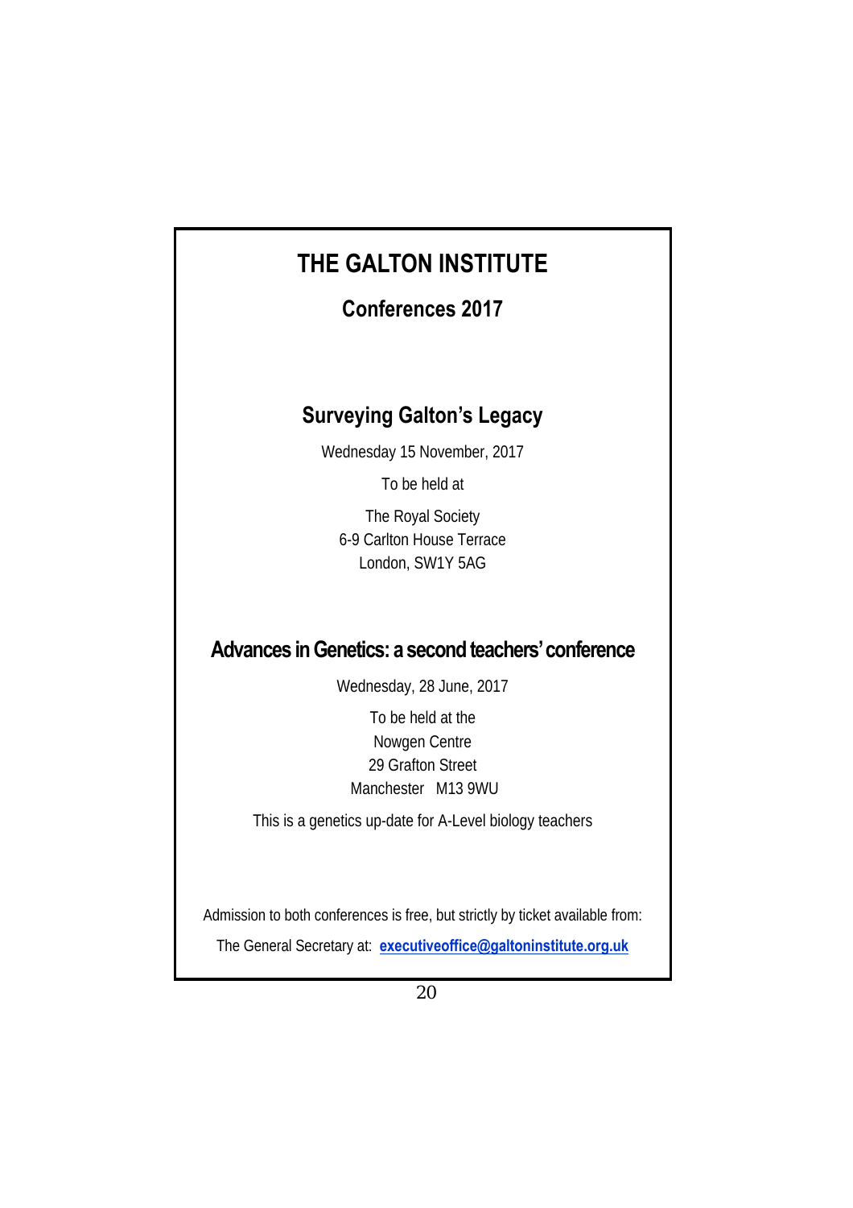# THE GALTON INSTITUTE

## Conferences 2017

### Surveying Galton's Legacy

Wednesday 15 November, 2017

To be held at

The Royal Society  
6-9 Carlton House Terrace  
London, SW1Y 5AG

### Advances in Genetics: a second teachers' conference

Wednesday, 28 June, 2017

To be held at the  
Nowgen Centre  
29 Grafton Street  
Manchester M13 9WU

This is a genetics up-date for A-Level biology teachers

Admission to both conferences is free, but strictly by ticket available from:

The General Secretary at: **executiveoffice@galtoninstitute.org.uk**